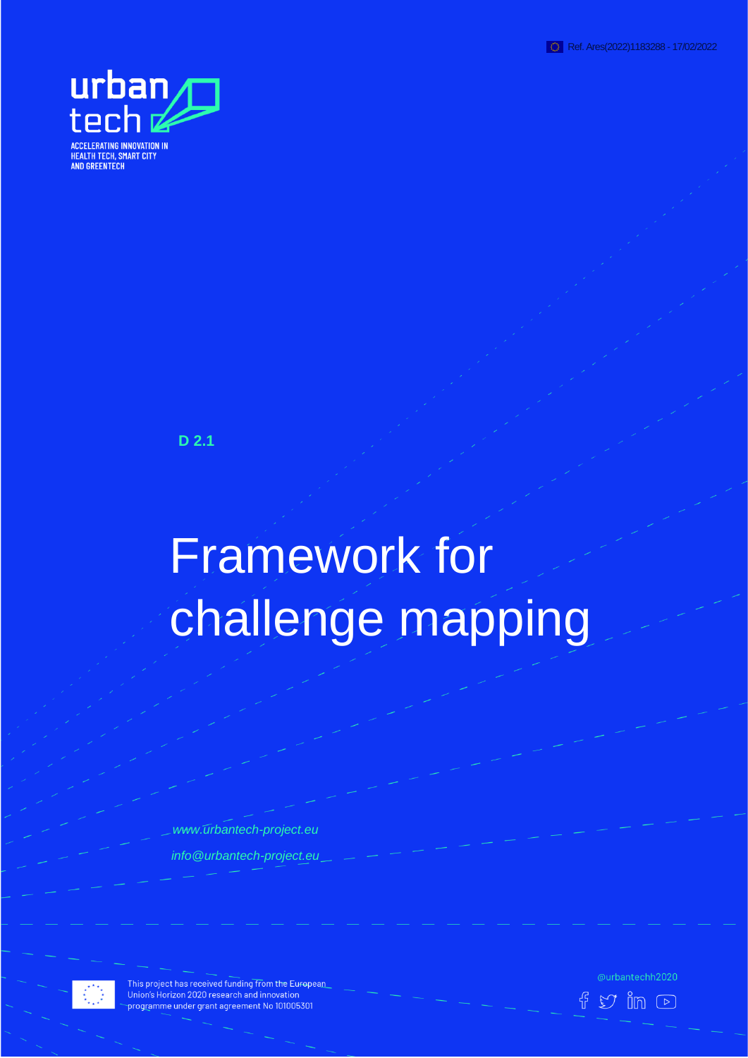Ref. Ares(2022)1183288 - 17/02/2022

urban tech

ACCELERATING INNOVATION IN HEALTH TECH, SMART CITY AND GREENTECH

D 2.1

# Framework for challenge mapping

*www.urbantech-project.eu*

*info@urbantech-project.eu*

This project has received funding from the European Union's Horizon 2020 research and innovation programme under grant agreement No 101005301

@urbantechh2020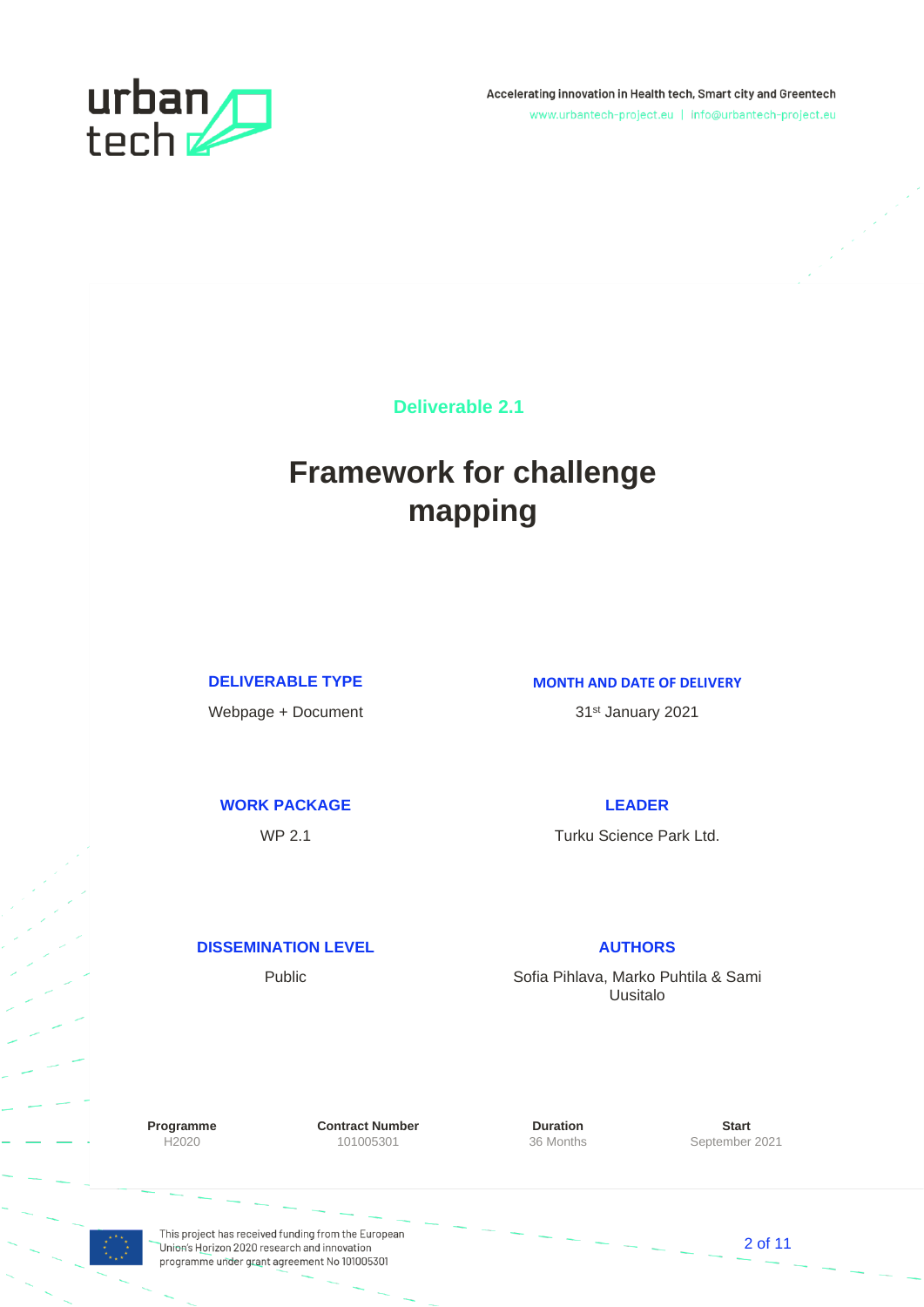Accelerating innovation in Health tech, Smart city and Greentech

www.urbantech-project.eu | info@urbantech-project.eu

Deliverable 2.1

# Framework for challenge mapping

**DELIVERABLE TYPE**

Webpage + Document

**MONTH AND DATE OF DELIVERY**

31st January 2021

**WORK PACKAGE**

WP 2.1

**LEADER**

Turku Science Park Ltd.

**DISSEMINATION LEVEL**

Public

**AUTHORS**

Sofia Pihlava, Marko Puhtila & Sami Uusitalo

| Programme | Contract Number | Duration | Start |
|---|---|---|---|
| H2020 | 101005301 | 36 Months | September 2021 |

This project has received funding from the European Union's Horizon 2020 research and innovation programme under grant agreement No 101005301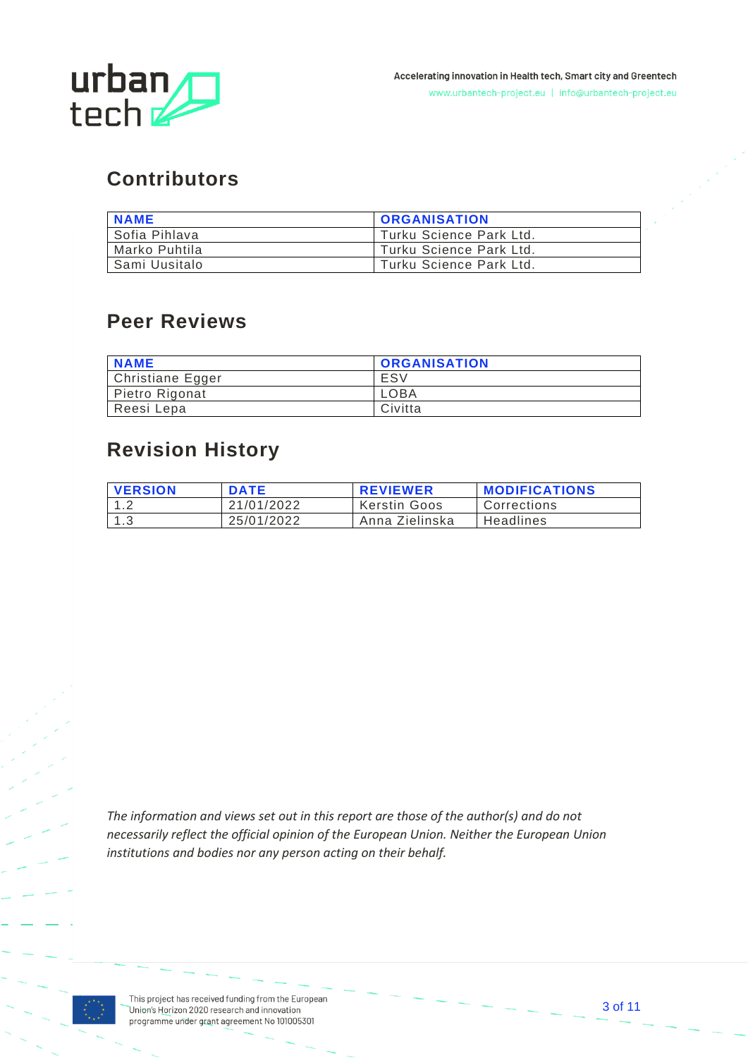## Contributors

| NAME | ORGANISATION |
| --- | --- |
| Sofia Pihlava | Turku Science Park Ltd. |
| Marko Puhtila | Turku Science Park Ltd. |
| Sami Uusitalo | Turku Science Park Ltd. |

## Peer Reviews

| NAME | ORGANISATION |
| --- | --- |
| Christiane Egger | ESV |
| Pietro Rigonat | LOBA |
| Reesi Lepa | Civitta |

## Revision History

| VERSION | DATE | REVIEWER | MODIFICATIONS |
| --- | --- | --- | --- |
| 1.2 | 21/01/2022 | Kerstin Goos | Corrections |
| 1.3 | 25/01/2022 | Anna Zielinska | Headlines |

*The information and views set out in this report are those of the author(s) and do not necessarily reflect the official opinion of the European Union. Neither the European Union institutions and bodies nor any person acting on their behalf.*

This project has received funding from the European Union's Horizon 2020 research and innovation programme under grant agreement No 101005301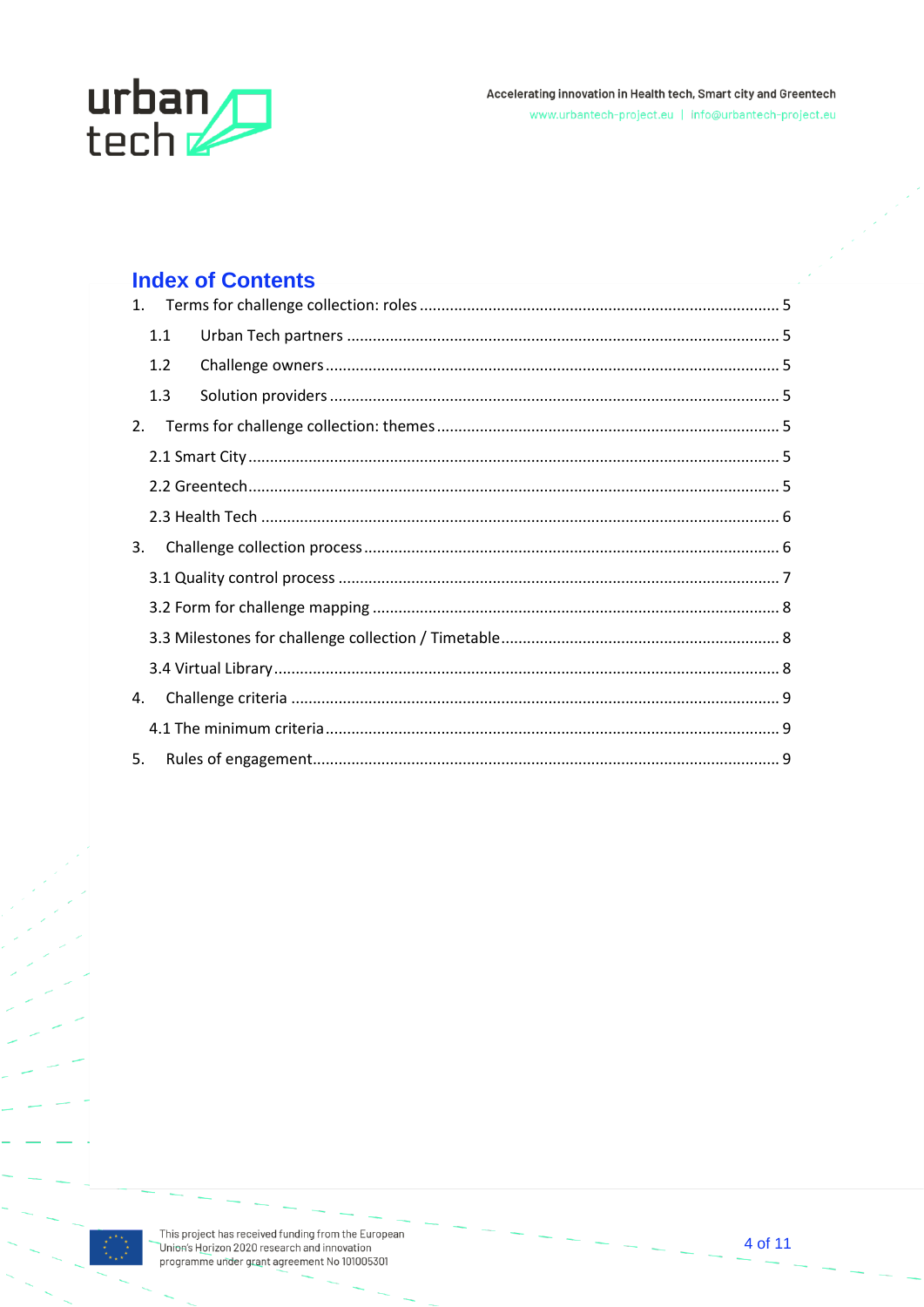# Index of Contents

1. Terms for challenge collection: roles ........ 5
   - 1.1 Urban Tech partners ........ 5
   - 1.2 Challenge owners ........ 5
   - 1.3 Solution providers ........ 5
2. Terms for challenge collection: themes ........ 5
   - 2.1 Smart City ........ 5
   - 2.2 Greentech ........ 5
   - 2.3 Health Tech ........ 6
3. Challenge collection process ........ 6
   - 3.1 Quality control process ........ 7
   - 3.2 Form for challenge mapping ........ 8
   - 3.3 Milestones for challenge collection / Timetable ........ 8
   - 3.4 Virtual Library ........ 8
4. Challenge criteria ........ 9
   - 4.1 The minimum criteria ........ 9
5. Rules of engagement ........ 9

This project has received funding from the European Union's Horizon 2020 research and innovation programme under grant agreement No 101005301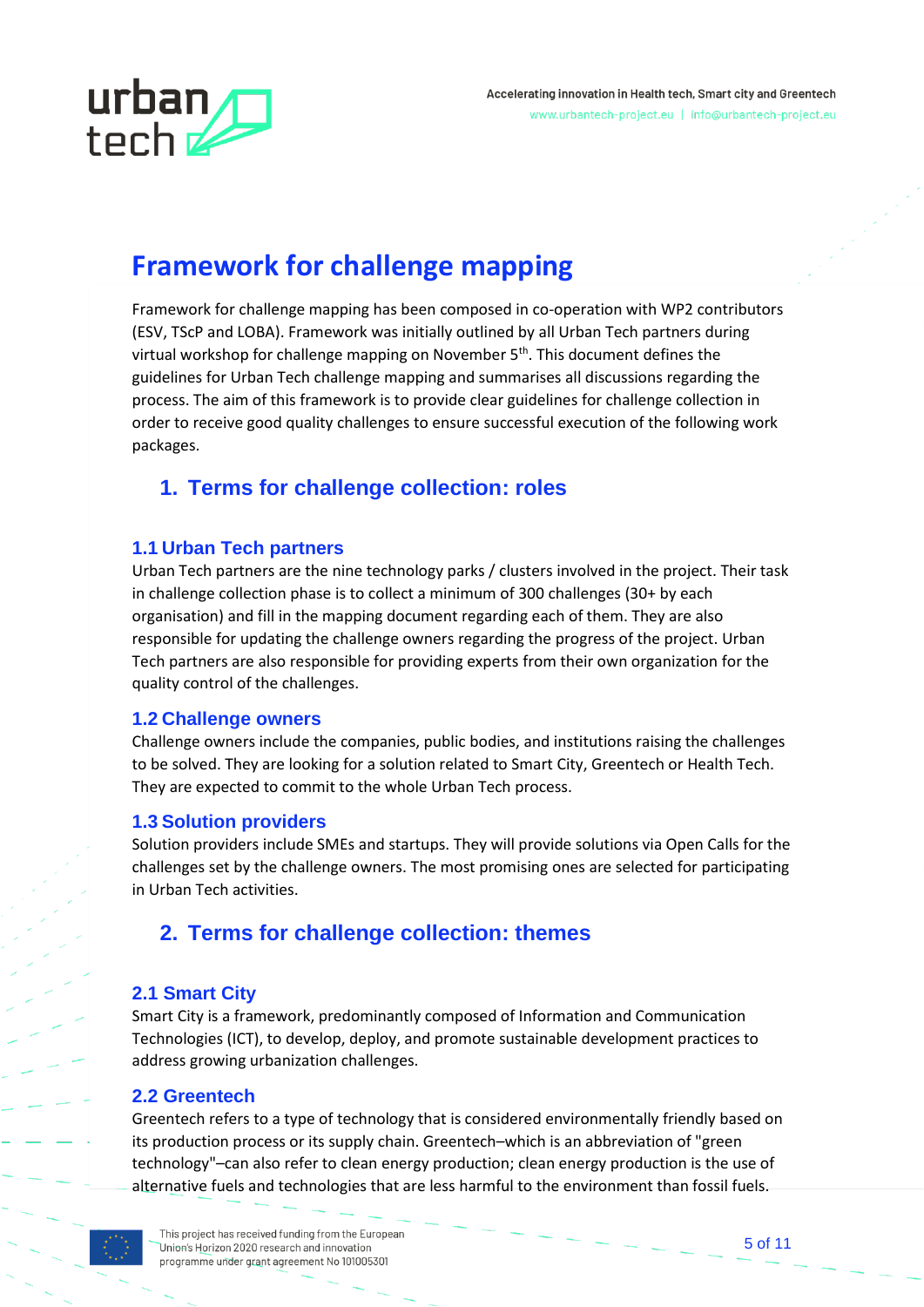# Framework for challenge mapping

Framework for challenge mapping has been composed in co-operation with WP2 contributors (ESV, TScP and LOBA). Framework was initially outlined by all Urban Tech partners during virtual workshop for challenge mapping on November 5th. This document defines the guidelines for Urban Tech challenge mapping and summarises all discussions regarding the process. The aim of this framework is to provide clear guidelines for challenge collection in order to receive good quality challenges to ensure successful execution of the following work packages.

## 1. Terms for challenge collection: roles

### 1.1 Urban Tech partners

Urban Tech partners are the nine technology parks / clusters involved in the project. Their task in challenge collection phase is to collect a minimum of 300 challenges (30+ by each organisation) and fill in the mapping document regarding each of them. They are also responsible for updating the challenge owners regarding the progress of the project. Urban Tech partners are also responsible for providing experts from their own organization for the quality control of the challenges.

### 1.2 Challenge owners

Challenge owners include the companies, public bodies, and institutions raising the challenges to be solved. They are looking for a solution related to Smart City, Greentech or Health Tech. They are expected to commit to the whole Urban Tech process.

### 1.3 Solution providers

Solution providers include SMEs and startups. They will provide solutions via Open Calls for the challenges set by the challenge owners. The most promising ones are selected for participating in Urban Tech activities.

## 2. Terms for challenge collection: themes

### 2.1 Smart City

Smart City is a framework, predominantly composed of Information and Communication Technologies (ICT), to develop, deploy, and promote sustainable development practices to address growing urbanization challenges.

### 2.2 Greentech

Greentech refers to a type of technology that is considered environmentally friendly based on its production process or its supply chain. Greentech–which is an abbreviation of "green technology"–can also refer to clean energy production; clean energy production is the use of alternative fuels and technologies that are less harmful to the environment than fossil fuels.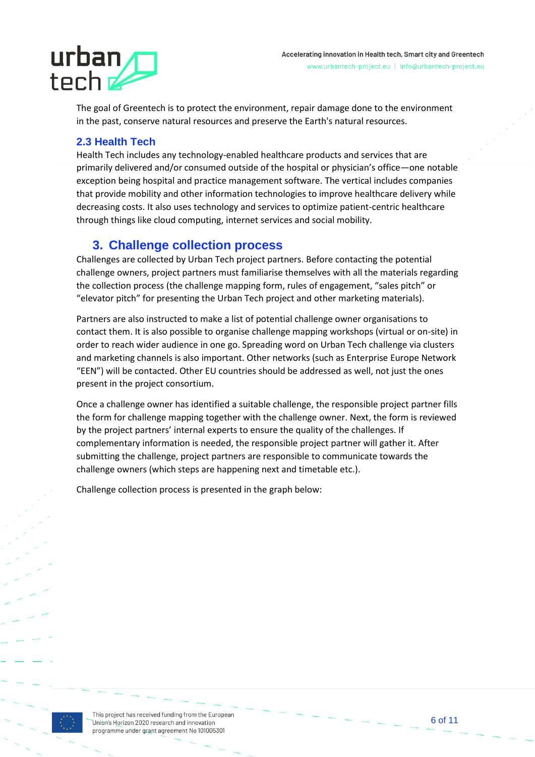The goal of Greentech is to protect the environment, repair damage done to the environment in the past, conserve natural resources and preserve the Earth's natural resources.

### 2.3 Health Tech

Health Tech includes any technology-enabled healthcare products and services that are primarily delivered and/or consumed outside of the hospital or physician's office—one notable exception being hospital and practice management software. The vertical includes companies that provide mobility and other information technologies to improve healthcare delivery while decreasing costs. It also uses technology and services to optimize patient-centric healthcare through things like cloud computing, internet services and social mobility.

## 3. Challenge collection process

Challenges are collected by Urban Tech project partners. Before contacting the potential challenge owners, project partners must familiarise themselves with all the materials regarding the collection process (the challenge mapping form, rules of engagement, "sales pitch" or "elevator pitch" for presenting the Urban Tech project and other marketing materials).

Partners are also instructed to make a list of potential challenge owner organisations to contact them. It is also possible to organise challenge mapping workshops (virtual or on-site) in order to reach wider audience in one go. Spreading word on Urban Tech challenge via clusters and marketing channels is also important. Other networks (such as Enterprise Europe Network "EEN") will be contacted. Other EU countries should be addressed as well, not just the ones present in the project consortium.

Once a challenge owner has identified a suitable challenge, the responsible project partner fills the form for challenge mapping together with the challenge owner. Next, the form is reviewed by the project partners' internal experts to ensure the quality of the challenges. If complementary information is needed, the responsible project partner will gather it. After submitting the challenge, project partners are responsible to communicate towards the challenge owners (which steps are happening next and timetable etc.).

Challenge collection process is presented in the graph below: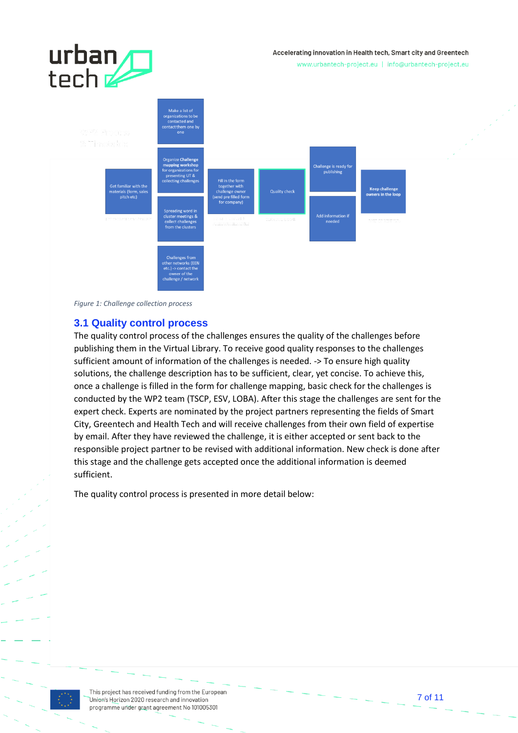Make a list of organizations to be contacted and contact them one by one

Organize Challenge mapping workshop for organizations for presenting UT & collecting challenges

Get familiar with the materials (form, sales pitch etc)

Fill in the form together with challenge owner (send pre filled form for company)

Quality check

Challenge is ready for publishing

Add information if needed

Keep challenge owners in the loop

Spreading word in cluster meetings & collect challenges from the clusters

Challenges from other networks (EEN etc.) -> contact the owner of the challenge / network

*Figure 1: Challenge collection process*

## 3.1 Quality control process

The quality control process of the challenges ensures the quality of the challenges before publishing them in the Virtual Library. To receive good quality responses to the challenges sufficient amount of information of the challenges is needed. -> To ensure high quality solutions, the challenge description has to be sufficient, clear, yet concise. To achieve this, once a challenge is filled in the form for challenge mapping, basic check for the challenges is conducted by the WP2 team (TSCP, ESV, LOBA). After this stage the challenges are sent for the expert check. Experts are nominated by the project partners representing the fields of Smart City, Greentech and Health Tech and will receive challenges from their own field of expertise by email. After they have reviewed the challenge, it is either accepted or sent back to the responsible project partner to be revised with additional information. New check is done after this stage and the challenge gets accepted once the additional information is deemed sufficient.

The quality control process is presented in more detail below: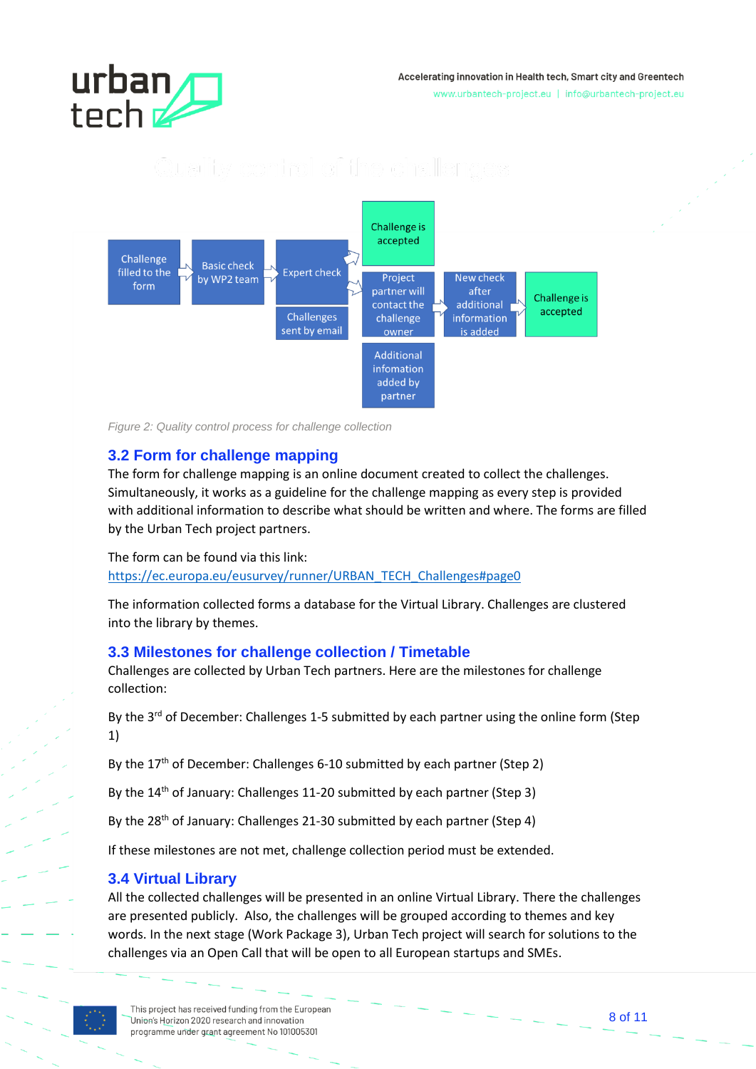Challenge filled to the form → Basic check by WP2 team → Expert check → Challenge is accepted

Expert check → Project partner will contact the challenge owner → New check after additional information is added → Challenge is accepted

Challenges sent by email

Additional infomation added by partner

*Figure 2: Quality control process for challenge collection*

### 3.2 Form for challenge mapping

The form for challenge mapping is an online document created to collect the challenges. Simultaneously, it works as a guideline for the challenge mapping as every step is provided with additional information to describe what should be written and where. The forms are filled by the Urban Tech project partners.

The form can be found via this link:
https://ec.europa.eu/eusurvey/runner/URBAN_TECH_Challenges#page0

The information collected forms a database for the Virtual Library. Challenges are clustered into the library by themes.

### 3.3 Milestones for challenge collection / Timetable

Challenges are collected by Urban Tech partners. Here are the milestones for challenge collection:

By the 3rd of December: Challenges 1-5 submitted by each partner using the online form (Step 1)

By the 17th of December: Challenges 6-10 submitted by each partner (Step 2)

By the 14th of January: Challenges 11-20 submitted by each partner (Step 3)

By the 28th of January: Challenges 21-30 submitted by each partner (Step 4)

If these milestones are not met, challenge collection period must be extended.

### 3.4 Virtual Library

All the collected challenges will be presented in an online Virtual Library. There the challenges are presented publicly. Also, the challenges will be grouped according to themes and key words. In the next stage (Work Package 3), Urban Tech project will search for solutions to the challenges via an Open Call that will be open to all European startups and SMEs.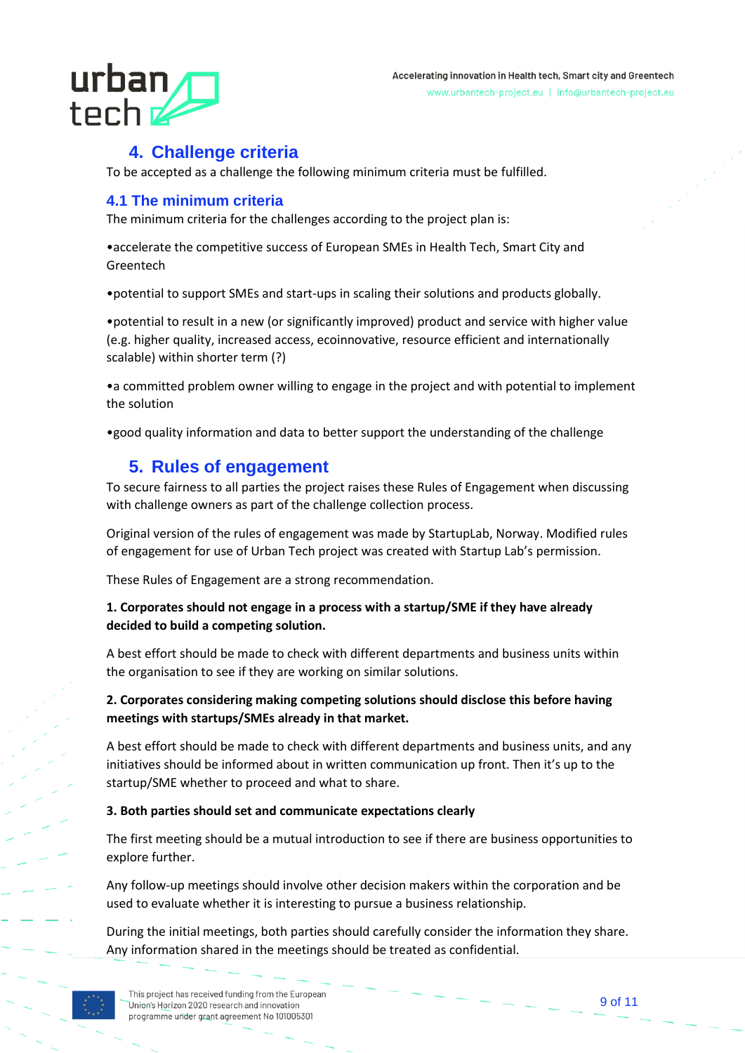## 4. Challenge criteria

To be accepted as a challenge the following minimum criteria must be fulfilled.

### 4.1 The minimum criteria

The minimum criteria for the challenges according to the project plan is:

•accelerate the competitive success of European SMEs in Health Tech, Smart City and Greentech

•potential to support SMEs and start-ups in scaling their solutions and products globally.

•potential to result in a new (or significantly improved) product and service with higher value (e.g. higher quality, increased access, ecoinnovative, resource efficient and internationally scalable) within shorter term (?)

•a committed problem owner willing to engage in the project and with potential to implement the solution

•good quality information and data to better support the understanding of the challenge

## 5. Rules of engagement

To secure fairness to all parties the project raises these Rules of Engagement when discussing with challenge owners as part of the challenge collection process.

Original version of the rules of engagement was made by StartupLab, Norway. Modified rules of engagement for use of Urban Tech project was created with Startup Lab's permission.

These Rules of Engagement are a strong recommendation.

**1. Corporates should not engage in a process with a startup/SME if they have already decided to build a competing solution.**

A best effort should be made to check with different departments and business units within the organisation to see if they are working on similar solutions.

**2. Corporates considering making competing solutions should disclose this before having meetings with startups/SMEs already in that market.**

A best effort should be made to check with different departments and business units, and any initiatives should be informed about in written communication up front. Then it's up to the startup/SME whether to proceed and what to share.

**3. Both parties should set and communicate expectations clearly**

The first meeting should be a mutual introduction to see if there are business opportunities to explore further.

Any follow-up meetings should involve other decision makers within the corporation and be used to evaluate whether it is interesting to pursue a business relationship.

During the initial meetings, both parties should carefully consider the information they share. Any information shared in the meetings should be treated as confidential.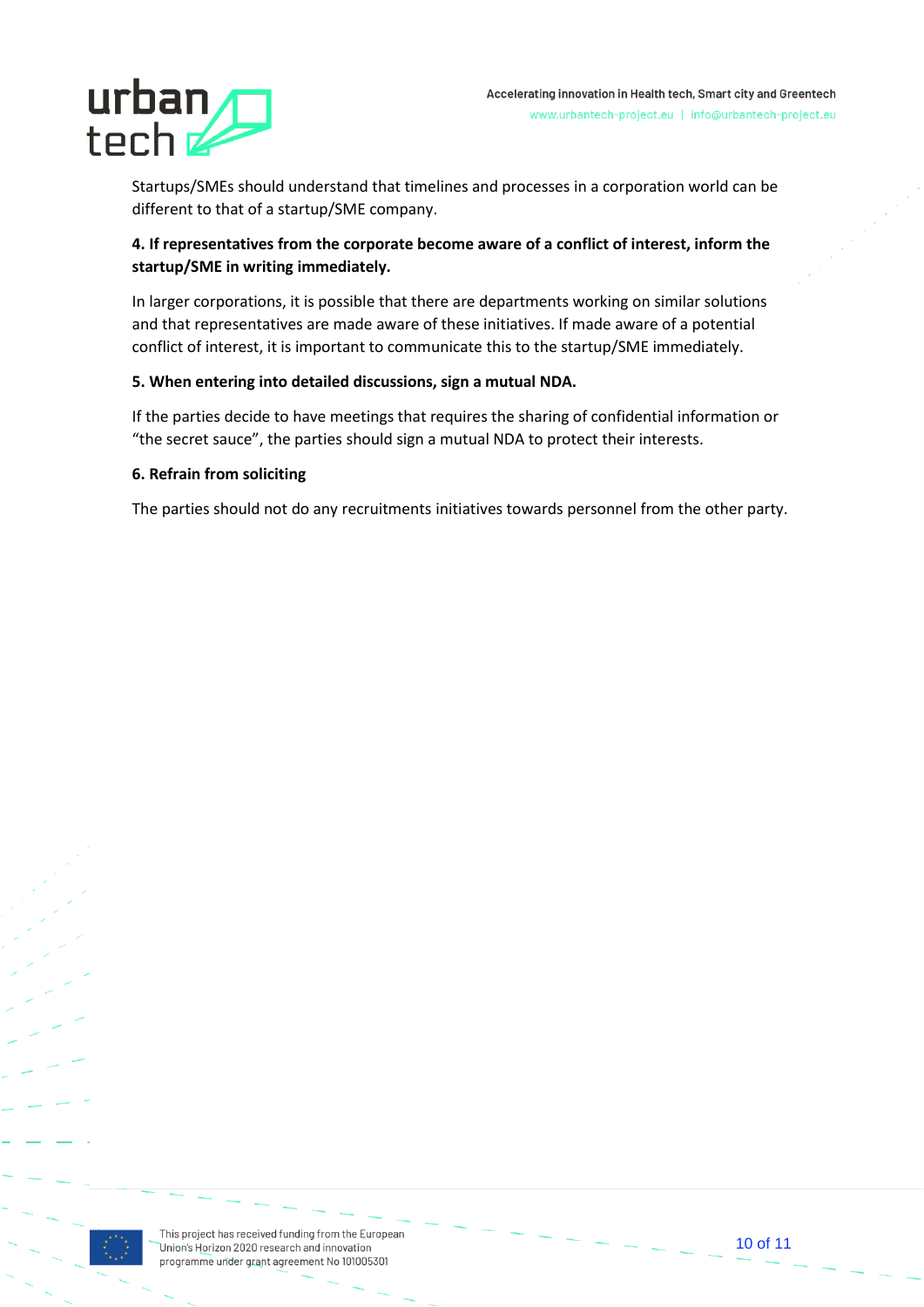Startups/SMEs should understand that timelines and processes in a corporation world can be different to that of a startup/SME company.

**4. If representatives from the corporate become aware of a conflict of interest, inform the startup/SME in writing immediately.**

In larger corporations, it is possible that there are departments working on similar solutions and that representatives are made aware of these initiatives. If made aware of a potential conflict of interest, it is important to communicate this to the startup/SME immediately.

**5. When entering into detailed discussions, sign a mutual NDA.**

If the parties decide to have meetings that requires the sharing of confidential information or “the secret sauce”, the parties should sign a mutual NDA to protect their interests.

**6. Refrain from soliciting**

The parties should not do any recruitments initiatives towards personnel from the other party.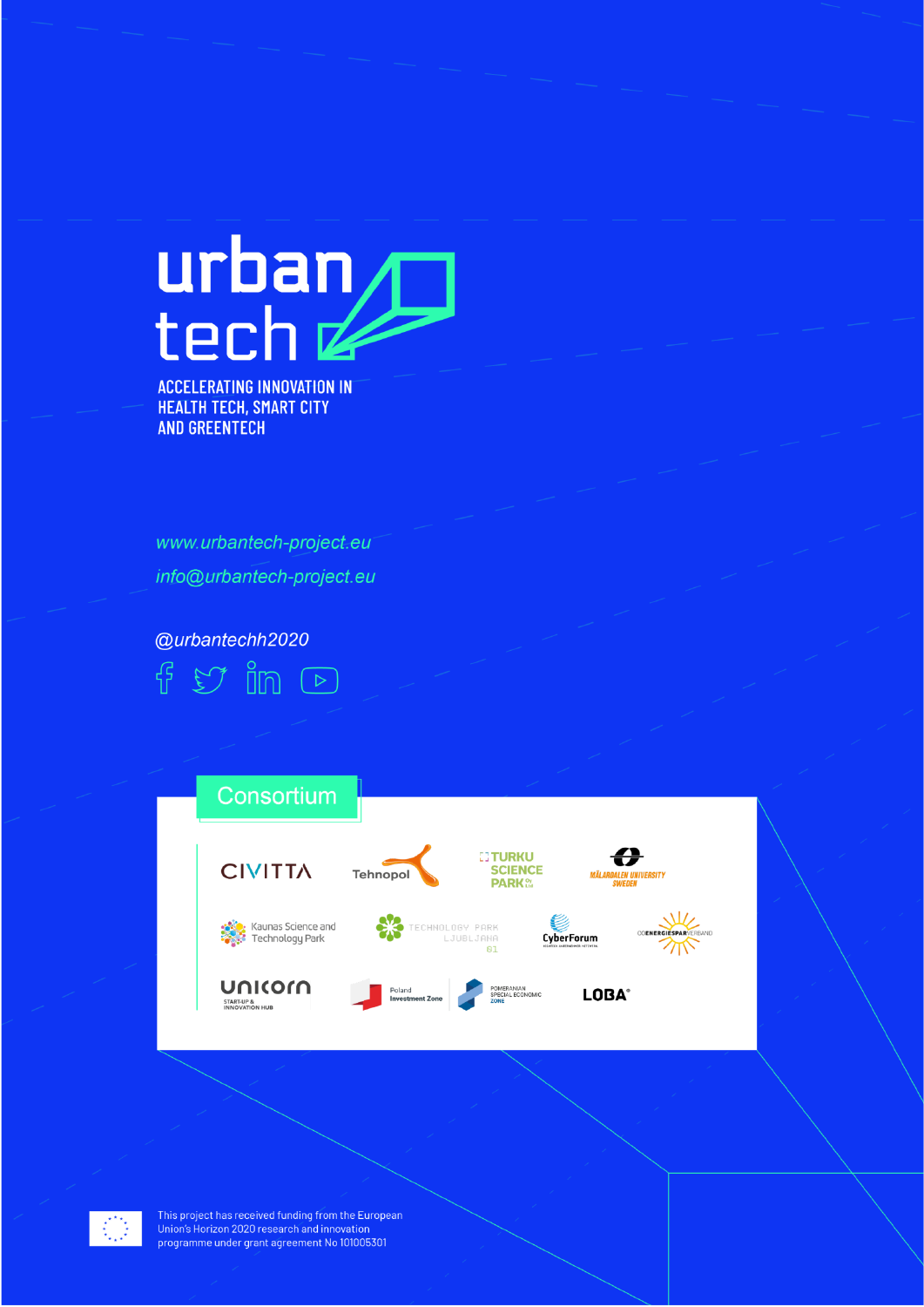# urban tech

ACCELERATING INNOVATION IN HEALTH TECH, SMART CITY AND GREENTECH

*www.urbantech-project.eu*

*info@urbantech-project.eu*

*@urbantechh2020*

## Consortium

CIVITTA

Tehnopol

TURKU SCIENCE PARK Oy Ltd

MÄLARDALEN UNIVERSITY SWEDEN

Kaunas Science and Technology Park

TECHNOLOGY PARK LJUBLJANA

CyberForum

OÖ ENERGIESPARVERBAND

unicorn START-UP & INNOVATION HUB

Poland Investment Zone

POMERANIAN SPECIAL ECONOMIC ZONE

LOBA®

This project has received funding from the European Union's Horizon 2020 research and innovation programme under grant agreement No 101005301